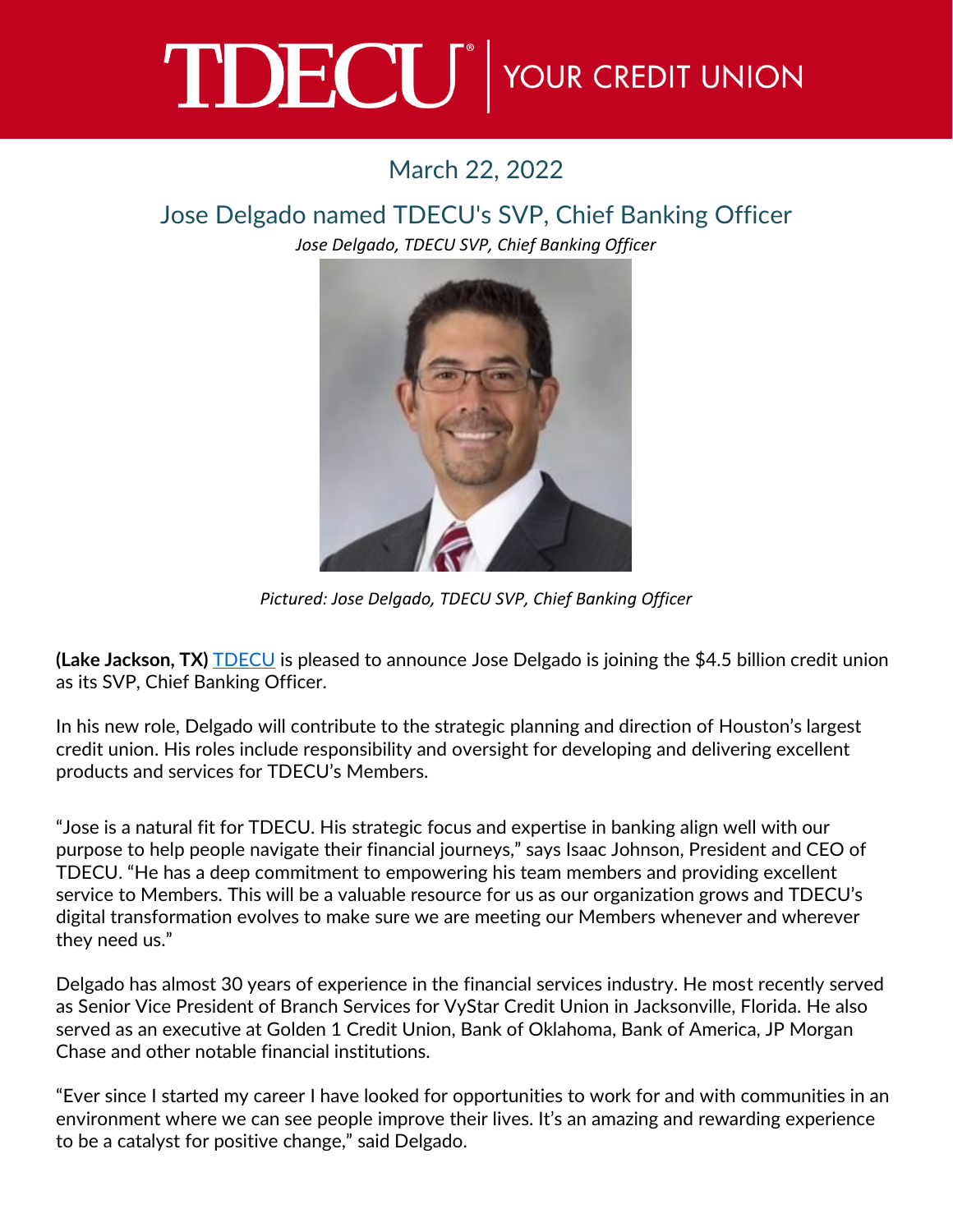TDECU | YOUR CREDIT UNION

March 22, 2022

## Jose Delgado named TDECU's SVP, Chief Banking Officer

*Jose Delgado, TDECU SVP, Chief Banking Officer*

*Pictured: Jose Delgado, TDECU SVP, Chief Banking Officer*

**(Lake Jackson, TX)** TDECU is pleased to announce Jose Delgado is joining the $4.5 billion credit union as its SVP, Chief Banking Officer.

In his new role, Delgado will contribute to the strategic planning and direction of Houston's largest credit union. His roles include responsibility and oversight for developing and delivering excellent products and services for TDECU's Members.

"Jose is a natural fit for TDECU. His strategic focus and expertise in banking align well with our purpose to help people navigate their financial journeys," says Isaac Johnson, President and CEO of TDECU. "He has a deep commitment to empowering his team members and providing excellent service to Members. This will be a valuable resource for us as our organization grows and TDECU's digital transformation evolves to make sure we are meeting our Members whenever and wherever they need us."

Delgado has almost 30 years of experience in the financial services industry. He most recently served as Senior Vice President of Branch Services for VyStar Credit Union in Jacksonville, Florida. He also served as an executive at Golden 1 Credit Union, Bank of Oklahoma, Bank of America, JP Morgan Chase and other notable financial institutions.

"Ever since I started my career I have looked for opportunities to work for and with communities in an environment where we can see people improve their lives. It's an amazing and rewarding experience to be a catalyst for positive change," said Delgado.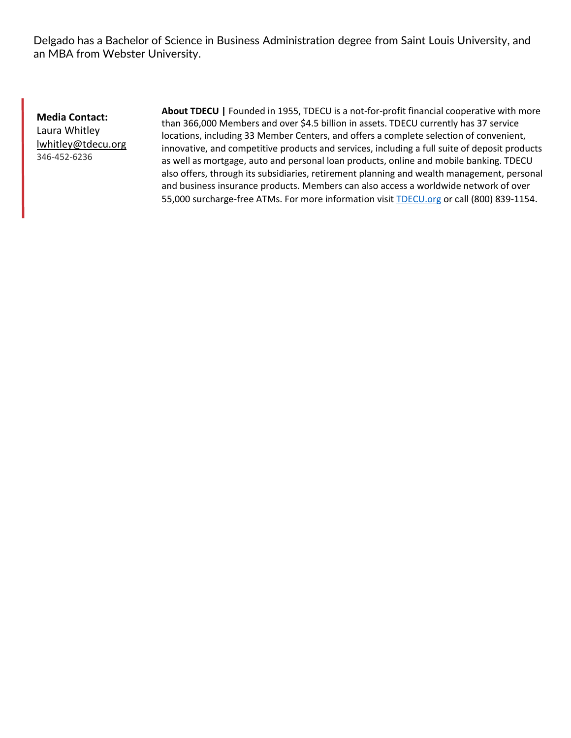Delgado has a Bachelor of Science in Business Administration degree from Saint Louis University, and an MBA from Webster University.

**Media Contact:**
Laura Whitley
lwhitley@tdecu.org
346-452-6236

**About TDECU |** Founded in 1955, TDECU is a not-for-profit financial cooperative with more than 366,000 Members and over $4.5 billion in assets. TDECU currently has 37 service locations, including 33 Member Centers, and offers a complete selection of convenient, innovative, and competitive products and services, including a full suite of deposit products as well as mortgage, auto and personal loan products, online and mobile banking. TDECU also offers, through its subsidiaries, retirement planning and wealth management, personal and business insurance products. Members can also access a worldwide network of over 55,000 surcharge-free ATMs. For more information visit [TDECU.org](TDECU.org) or call (800) 839-1154.